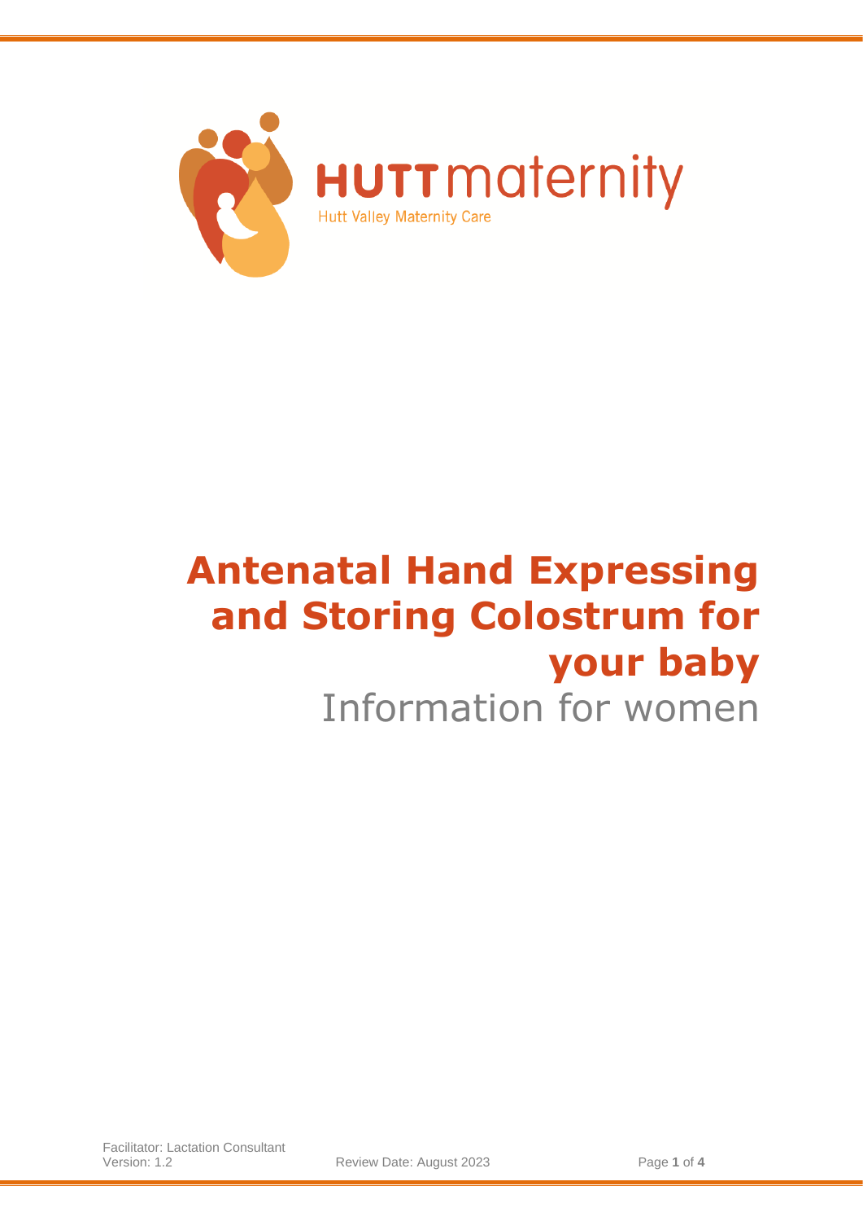HUTT maternity

Hutt Valley Maternity Care

# Antenatal Hand Expressing and Storing Colostrum for your baby

Information for women

Facilitator: Lactation Consultant
Version: 1.2
Review Date: August 2023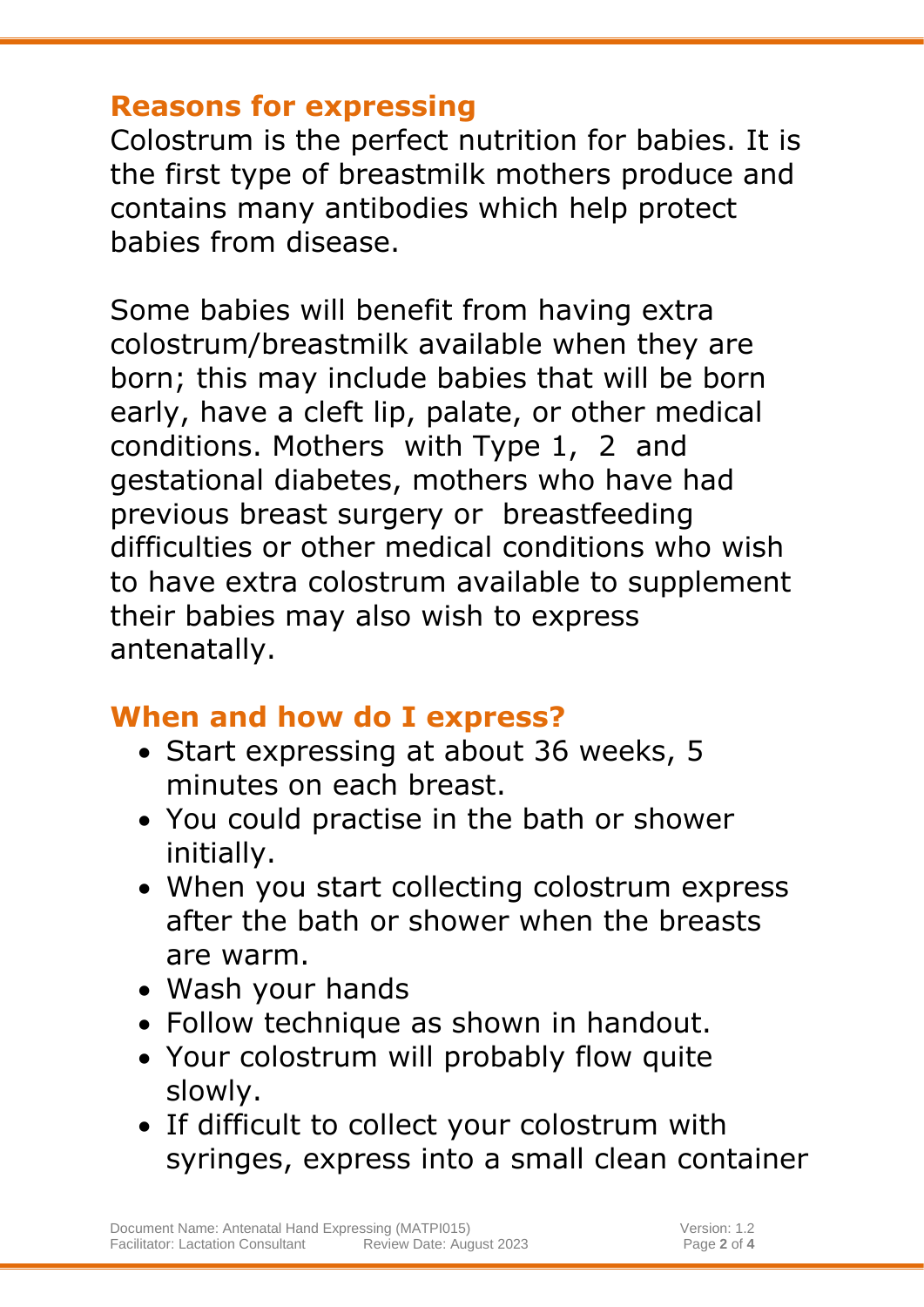## Reasons for expressing

Colostrum is the perfect nutrition for babies. It is the first type of breastmilk mothers produce and contains many antibodies which help protect babies from disease.

Some babies will benefit from having extra colostrum/breastmilk available when they are born; this may include babies that will be born early, have a cleft lip, palate, or other medical conditions. Mothers with Type 1, 2 and gestational diabetes, mothers who have had previous breast surgery or breastfeeding difficulties or other medical conditions who wish to have extra colostrum available to supplement their babies may also wish to express antenatally.

## When and how do I express?

- Start expressing at about 36 weeks, 5 minutes on each breast.
- You could practise in the bath or shower initially.
- When you start collecting colostrum express after the bath or shower when the breasts are warm.
- Wash your hands
- Follow technique as shown in handout.
- Your colostrum will probably flow quite slowly.
- If difficult to collect your colostrum with syringes, express into a small clean container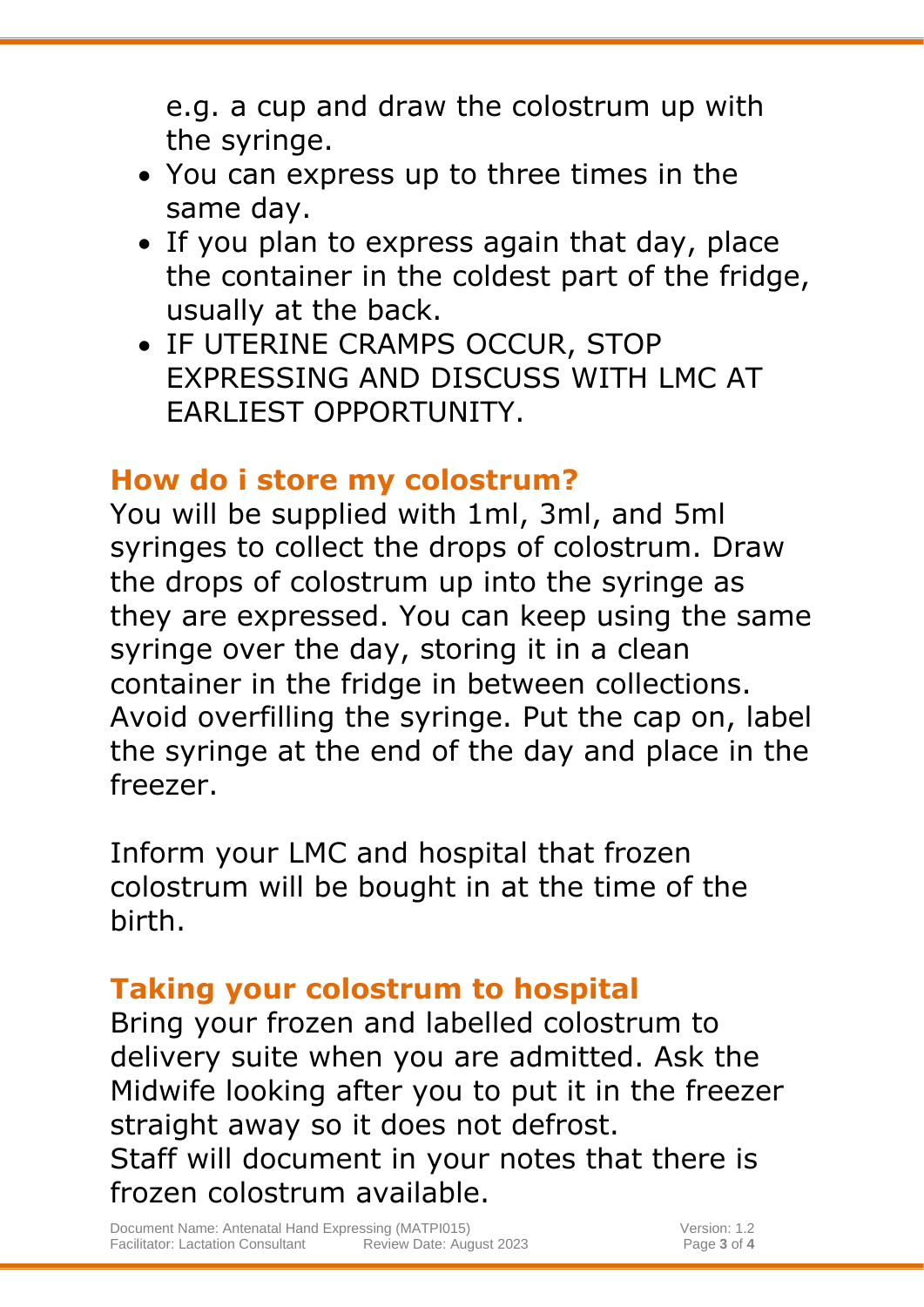e.g. a cup and draw the colostrum up with the syringe.

- You can express up to three times in the same day.
- If you plan to express again that day, place the container in the coldest part of the fridge, usually at the back.
- IF UTERINE CRAMPS OCCUR, STOP EXPRESSING AND DISCUSS WITH LMC AT EARLIEST OPPORTUNITY.

## How do i store my colostrum?

You will be supplied with 1ml, 3ml, and 5ml syringes to collect the drops of colostrum. Draw the drops of colostrum up into the syringe as they are expressed. You can keep using the same syringe over the day, storing it in a clean container in the fridge in between collections. Avoid overfilling the syringe. Put the cap on, label the syringe at the end of the day and place in the freezer.

Inform your LMC and hospital that frozen colostrum will be bought in at the time of the birth.

## Taking your colostrum to hospital

Bring your frozen and labelled colostrum to delivery suite when you are admitted. Ask the Midwife looking after you to put it in the freezer straight away so it does not defrost.
Staff will document in your notes that there is frozen colostrum available.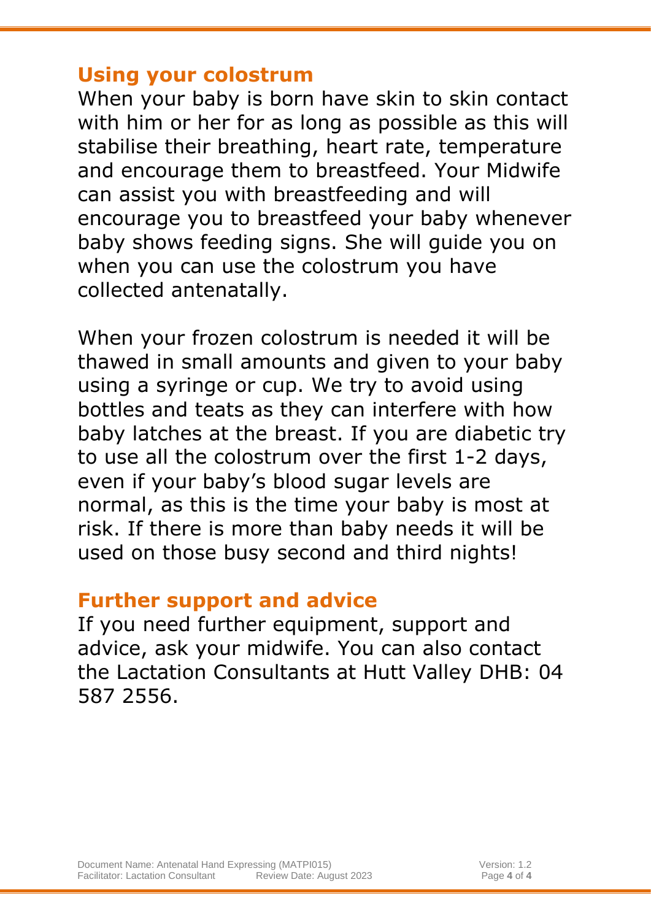## Using your colostrum

When your baby is born have skin to skin contact with him or her for as long as possible as this will stabilise their breathing, heart rate, temperature and encourage them to breastfeed. Your Midwife can assist you with breastfeeding and will encourage you to breastfeed your baby whenever baby shows feeding signs. She will guide you on when you can use the colostrum you have collected antenatally.

When your frozen colostrum is needed it will be thawed in small amounts and given to your baby using a syringe or cup. We try to avoid using bottles and teats as they can interfere with how baby latches at the breast. If you are diabetic try to use all the colostrum over the first 1-2 days, even if your baby's blood sugar levels are normal, as this is the time your baby is most at risk. If there is more than baby needs it will be used on those busy second and third nights!

## Further support and advice

If you need further equipment, support and advice, ask your midwife. You can also contact the Lactation Consultants at Hutt Valley DHB: 04 587 2556.